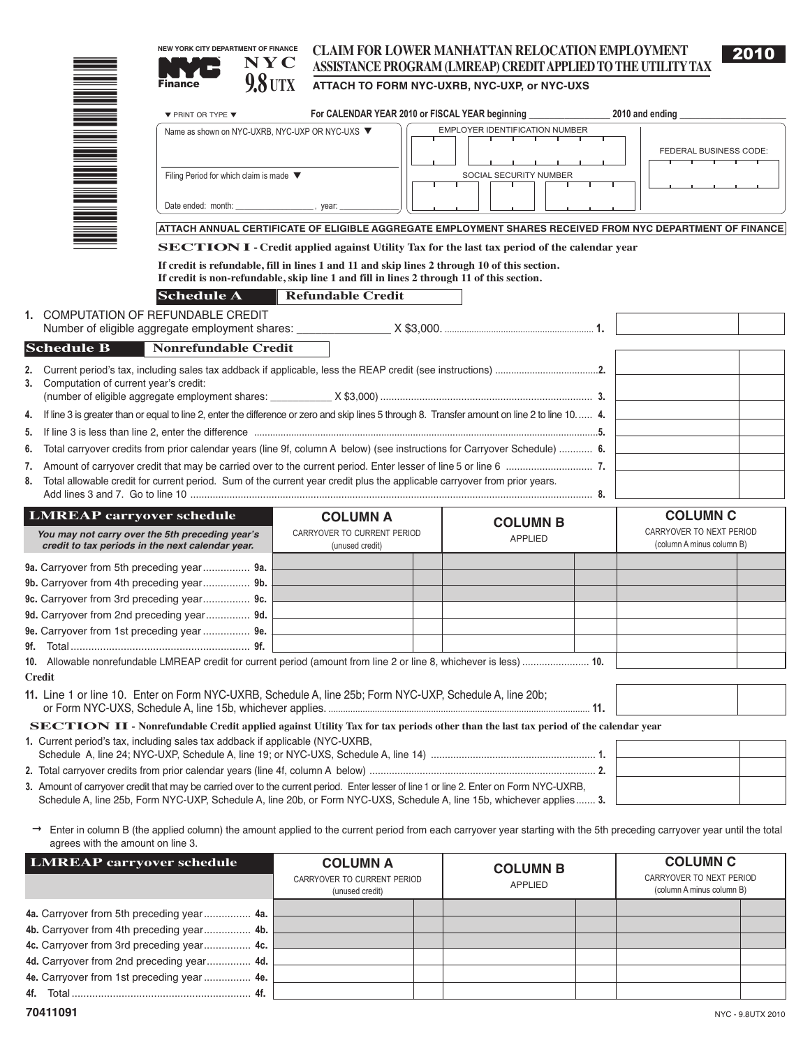NEW YORK CITY DEPARTMENT OF FINANCE

NYC Finance

**NYC 9.8UTX**

# CLAIM FOR LOWER MANHATTAN RELOCATION EMPLOYMENT ASSISTANCE PROGRAM (LMREAP) CREDIT APPLIED TO THE UTILITY TAX

**2010**

**ATTACH TO FORM NYC-UXRB, NYC-UXP, or NYC-UXS**

▼ PRINT OR TYPE ▼

**For CALENDAR YEAR 2010 or FISCAL YEAR beginning ________________ 2010 and ending ____________________**

| | |
|---|---|
| Name as shown on NYC-UXRB, NYC-UXP OR NYC-UXS ▼ | EMPLOYER IDENTIFICATION NUMBER |
| Filing Period for which claim is made ▼ | SOCIAL SECURITY NUMBER |
| Date ended: month: _________________ , year: _____________ | FEDERAL BUSINESS CODE: |

**ATTACH ANNUAL CERTIFICATE OF ELIGIBLE AGGREGATE EMPLOYMENT SHARES RECEIVED FROM NYC DEPARTMENT OF FINANCE**

## SECTION I - Credit applied against Utility Tax for the last tax period of the calendar year

**If credit is refundable, fill in lines 1 and 11 and skip lines 2 through 10 of this section.**
**If credit is non-refundable, skip line 1 and fill in lines 2 through 11 of this section.**

### Schedule A — Refundable Credit

**1.** COMPUTATION OF REFUNDABLE CREDIT
Number of eligible aggregate employment shares: _______________ X $3,000. .......... **1.**

### Schedule B — Nonrefundable Credit

**2.** Current period's tax, including sales tax addback if applicable, less the REAP credit (see instructions) .......... **2.**

**3.** Computation of current year's credit:
(number of eligible aggregate employment shares: ___________ X $3,000) .......... **3.**

**4.** If line 3 is greater than or equal to line 2, enter the difference or zero and skip lines 5 through 8. Transfer amount on line 2 to line 10. ..... **4.**

**5.** If line 3 is less than line 2, enter the difference .......... **5.**

**6.** Total carryover credits from prior calendar years (line 9f, column A below) (see instructions for Carryover Schedule) .......... **6.**

**7.** Amount of carryover credit that may be carried over to the current period. Enter lesser of line 5 or line 6 .......... **7.**

**8.** Total allowable credit for current period. Sum of the current year credit plus the applicable carryover from prior years. Add lines 3 and 7. Go to line 10 .......... **8.**

| LMREAP carryover schedule *You may not carry over the 5th preceding year's credit to tax periods in the next calendar year.* | COLUMN A CARRYOVER TO CURRENT PERIOD (unused credit) | COLUMN B APPLIED | COLUMN C CARRYOVER TO NEXT PERIOD (column A minus column B) |
|---|---|---|---|
| **9a.** Carryover from 5th preceding year .......... **9a.** | | | |
| **9b.** Carryover from 4th preceding year .......... **9b.** | | | |
| **9c.** Carryover from 3rd preceding year .......... **9c.** | | | |
| **9d.** Carryover from 2nd preceding year .......... **9d.** | | | |
| **9e.** Carryover from 1st preceding year .......... **9e.** | | | |
| **9f.** Total .......... **9f.** | | | |

**10.** Allowable nonrefundable LMREAP credit for current period (amount from line 2 or line 8, whichever is less) .......... **10.**

**Credit**

**11.** Line 1 or line 10. Enter on Form NYC-UXRB, Schedule A, line 25b; Form NYC-UXP, Schedule A, line 20b; or Form NYC-UXS, Schedule A, line 15b, whichever applies. .......... **11.**

## SECTION II - Nonrefundable Credit applied against Utility Tax for tax periods other than the last tax period of the calendar year

**1.** Current period's tax, including sales tax addback if applicable (NYC-UXRB, Schedule A, line 24; NYC-UXP, Schedule A, line 19; or NYC-UXS, Schedule A, line 14) .......... **1.**

**2.** Total carryover credits from prior calendar years (line 4f, column A below) .......... **2.**

**3.** Amount of carryover credit that may be carried over to the current period. Enter lesser of line 1 or line 2. Enter on Form NYC-UXRB, Schedule A, line 25b, Form NYC-UXP, Schedule A, line 20b, or Form NYC-UXS, Schedule A, line 15b, whichever applies ....... **3.**

→ Enter in column B (the applied column) the amount applied to the current period from each carryover year starting with the 5th preceding carryover year until the total agrees with the amount on line 3.

| LMREAP carryover schedule | COLUMN A CARRYOVER TO CURRENT PERIOD (unused credit) | COLUMN B APPLIED | COLUMN C CARRYOVER TO NEXT PERIOD (column A minus column B) |
|---|---|---|---|
| **4a.** Carryover from 5th preceding year .......... **4a.** | | | |
| **4b.** Carryover from 4th preceding year .......... **4b.** | | | |
| **4c.** Carryover from 3rd preceding year .......... **4c.** | | | |
| **4d.** Carryover from 2nd preceding year .......... **4d.** | | | |
| **4e.** Carryover from 1st preceding year .......... **4e.** | | | |
| **4f.** Total .......... **4f.** | | | |

70411091

NYC - 9.8UTX 2010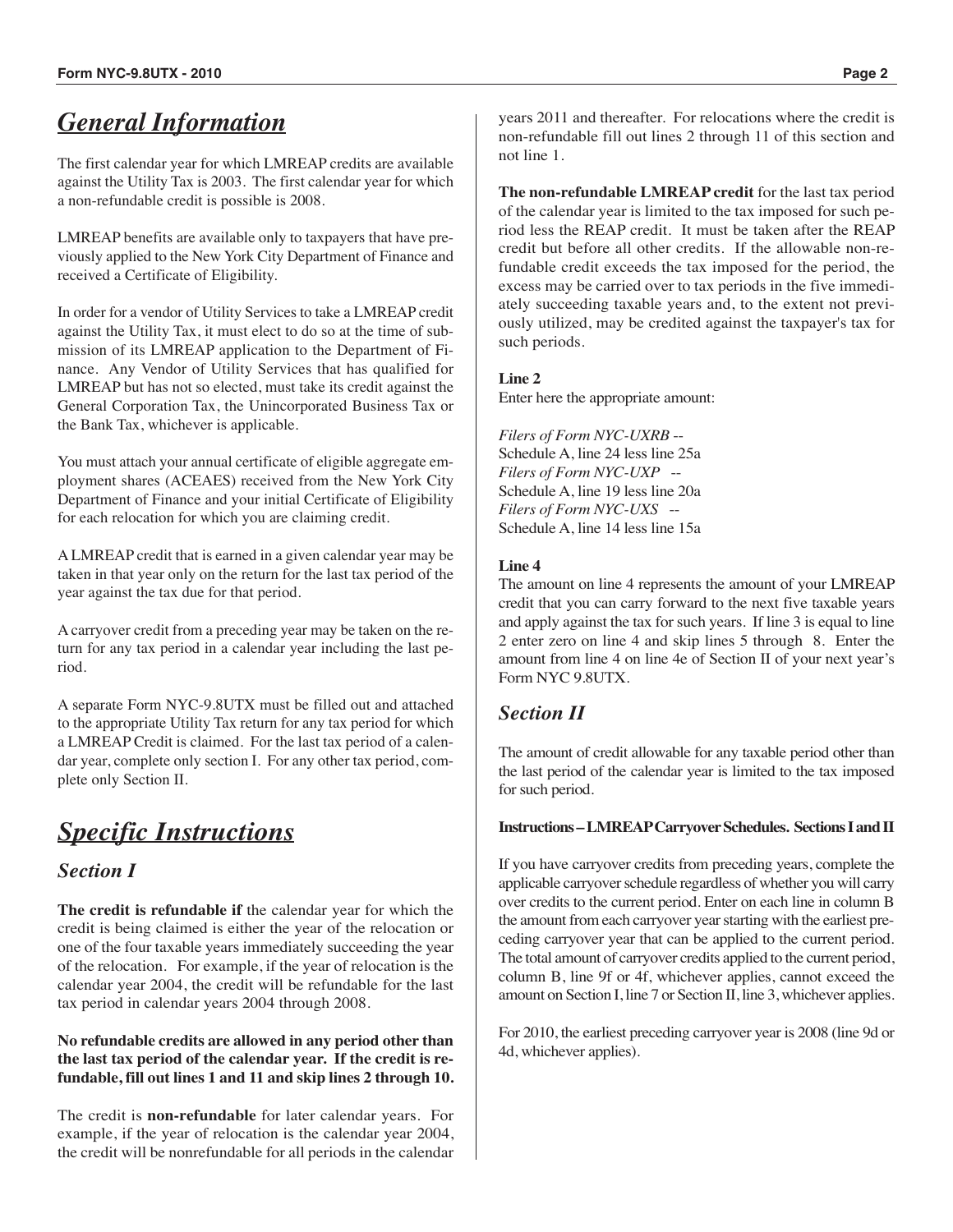# General Information

The first calendar year for which LMREAP credits are available against the Utility Tax is 2003. The first calendar year for which a non-refundable credit is possible is 2008.

LMREAP benefits are available only to taxpayers that have previously applied to the New York City Department of Finance and received a Certificate of Eligibility.

In order for a vendor of Utility Services to take a LMREAP credit against the Utility Tax, it must elect to do so at the time of submission of its LMREAP application to the Department of Finance. Any Vendor of Utility Services that has qualified for LMREAP but has not so elected, must take its credit against the General Corporation Tax, the Unincorporated Business Tax or the Bank Tax, whichever is applicable.

You must attach your annual certificate of eligible aggregate employment shares (ACEAES) received from the New York City Department of Finance and your initial Certificate of Eligibility for each relocation for which you are claiming credit.

A LMREAP credit that is earned in a given calendar year may be taken in that year only on the return for the last tax period of the year against the tax due for that period.

A carryover credit from a preceding year may be taken on the return for any tax period in a calendar year including the last period.

A separate Form NYC-9.8UTX must be filled out and attached to the appropriate Utility Tax return for any tax period for which a LMREAP Credit is claimed. For the last tax period of a calendar year, complete only section I. For any other tax period, complete only Section II.

# Specific Instructions

## Section I

**The credit is refundable if** the calendar year for which the credit is being claimed is either the year of the relocation or one of the four taxable years immediately succeeding the year of the relocation. For example, if the year of relocation is the calendar year 2004, the credit will be refundable for the last tax period in calendar years 2004 through 2008.

**No refundable credits are allowed in any period other than the last tax period of the calendar year. If the credit is refundable, fill out lines 1 and 11 and skip lines 2 through 10.**

The credit is **non-refundable** for later calendar years. For example, if the year of relocation is the calendar year 2004, the credit will be nonrefundable for all periods in the calendar years 2011 and thereafter. For relocations where the credit is non-refundable fill out lines 2 through 11 of this section and not line 1.

**The non-refundable LMREAP credit** for the last tax period of the calendar year is limited to the tax imposed for such period less the REAP credit. It must be taken after the REAP credit but before all other credits. If the allowable non-refundable credit exceeds the tax imposed for the period, the excess may be carried over to tax periods in the five immediately succeeding taxable years and, to the extent not previously utilized, may be credited against the taxpayer's tax for such periods.

**Line 2**
Enter here the appropriate amount:

*Filers of Form NYC-UXRB* --
Schedule A, line 24 less line 25a
*Filers of Form NYC-UXP* --
Schedule A, line 19 less line 20a
*Filers of Form NYC-UXS* --
Schedule A, line 14 less line 15a

**Line 4**
The amount on line 4 represents the amount of your LMREAP credit that you can carry forward to the next five taxable years and apply against the tax for such years. If line 3 is equal to line 2 enter zero on line 4 and skip lines 5 through 8. Enter the amount from line 4 on line 4e of Section II of your next year's Form NYC 9.8UTX.

## Section II

The amount of credit allowable for any taxable period other than the last period of the calendar year is limited to the tax imposed for such period.

**Instructions – LMREAP Carryover Schedules. Sections I and II**

If you have carryover credits from preceding years, complete the applicable carryover schedule regardless of whether you will carry over credits to the current period. Enter on each line in column B the amount from each carryover year starting with the earliest preceding carryover year that can be applied to the current period. The total amount of carryover credits applied to the current period, column B, line 9f or 4f, whichever applies, cannot exceed the amount on Section I, line 7 or Section II, line 3, whichever applies.

For 2010, the earliest preceding carryover year is 2008 (line 9d or 4d, whichever applies).